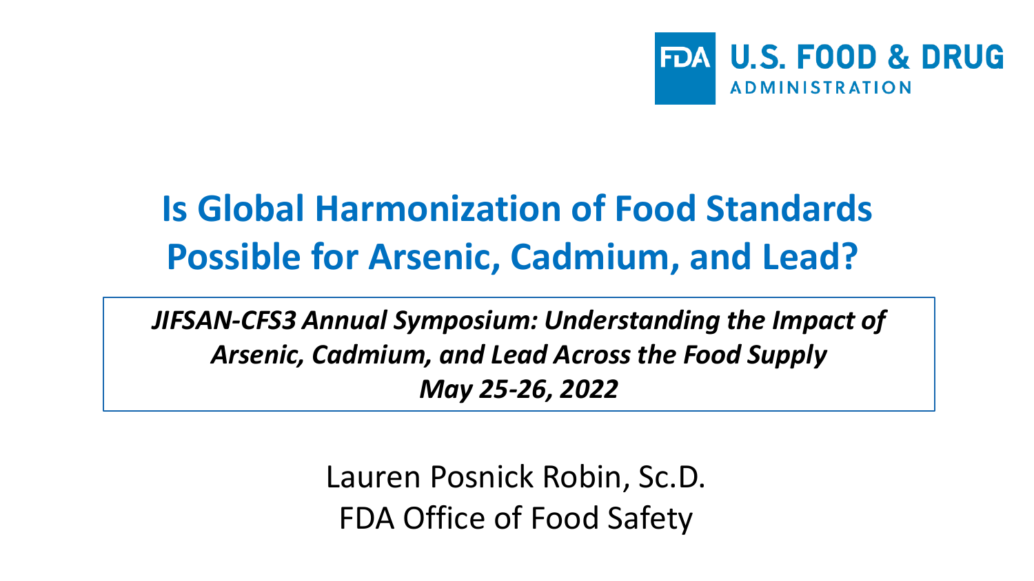U.S. FOOD & DRUG ADMINISTRATION

# Is Global Harmonization of Food Standards Possible for Arsenic, Cadmium, and Lead?

*JIFSAN-CFS3 Annual Symposium: Understanding the Impact of Arsenic, Cadmium, and Lead Across the Food Supply*
*May 25-26, 2022*

Lauren Posnick Robin, Sc.D.
FDA Office of Food Safety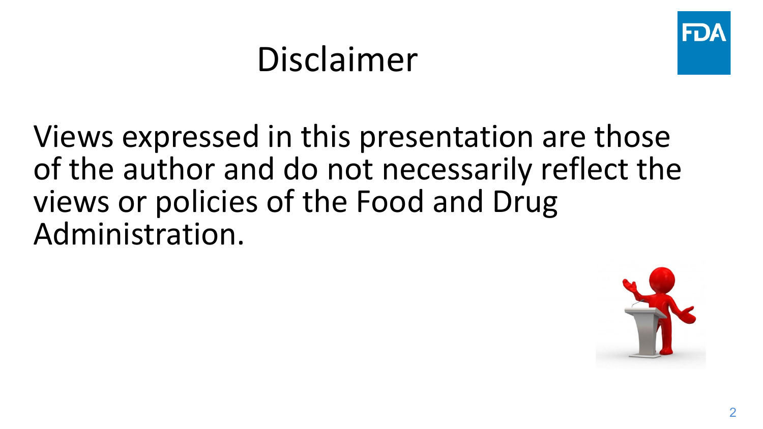# Disclaimer

Views expressed in this presentation are those of the author and do not necessarily reflect the views or policies of the Food and Drug Administration.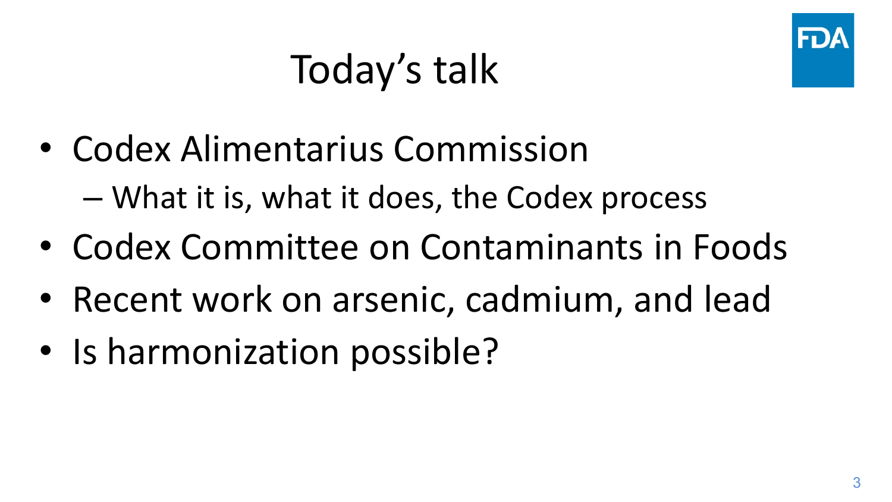# Today's talk

- Codex Alimentarius Commission
  - What it is, what it does, the Codex process
- Codex Committee on Contaminants in Foods
- Recent work on arsenic, cadmium, and lead
- Is harmonization possible?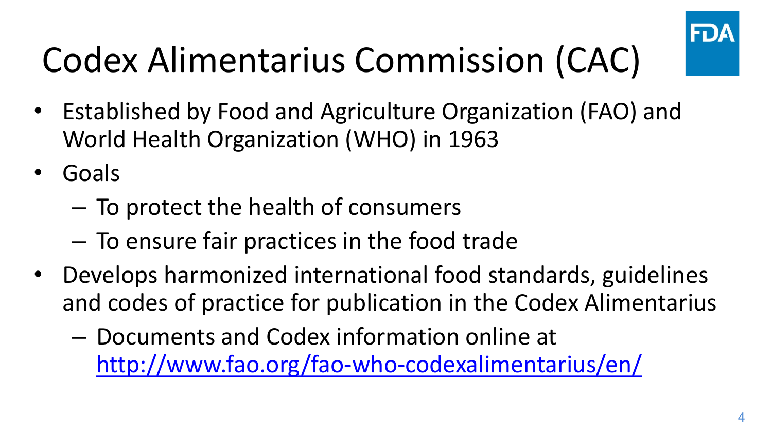# Codex Alimentarius Commission (CAC)

- Established by Food and Agriculture Organization (FAO) and World Health Organization (WHO) in 1963
- Goals
  - To protect the health of consumers
  - To ensure fair practices in the food trade
- Develops harmonized international food standards, guidelines and codes of practice for publication in the Codex Alimentarius
  - Documents and Codex information online at [http://www.fao.org/fao-who-codexalimentarius/en/](http://www.fao.org/fao-who-codexalimentarius/en/)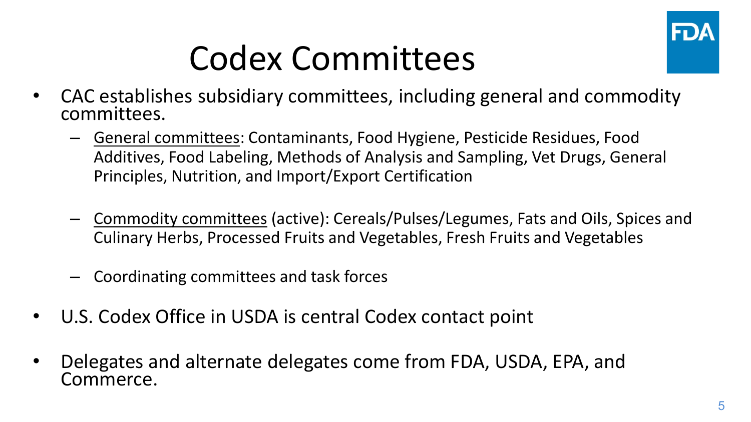# Codex Committees

- CAC establishes subsidiary committees, including general and commodity committees.
  - General committees: Contaminants, Food Hygiene, Pesticide Residues, Food Additives, Food Labeling, Methods of Analysis and Sampling, Vet Drugs, General Principles, Nutrition, and Import/Export Certification
  - Commodity committees (active): Cereals/Pulses/Legumes, Fats and Oils, Spices and Culinary Herbs, Processed Fruits and Vegetables, Fresh Fruits and Vegetables
  - Coordinating committees and task forces
- U.S. Codex Office in USDA is central Codex contact point
- Delegates and alternate delegates come from FDA, USDA, EPA, and Commerce.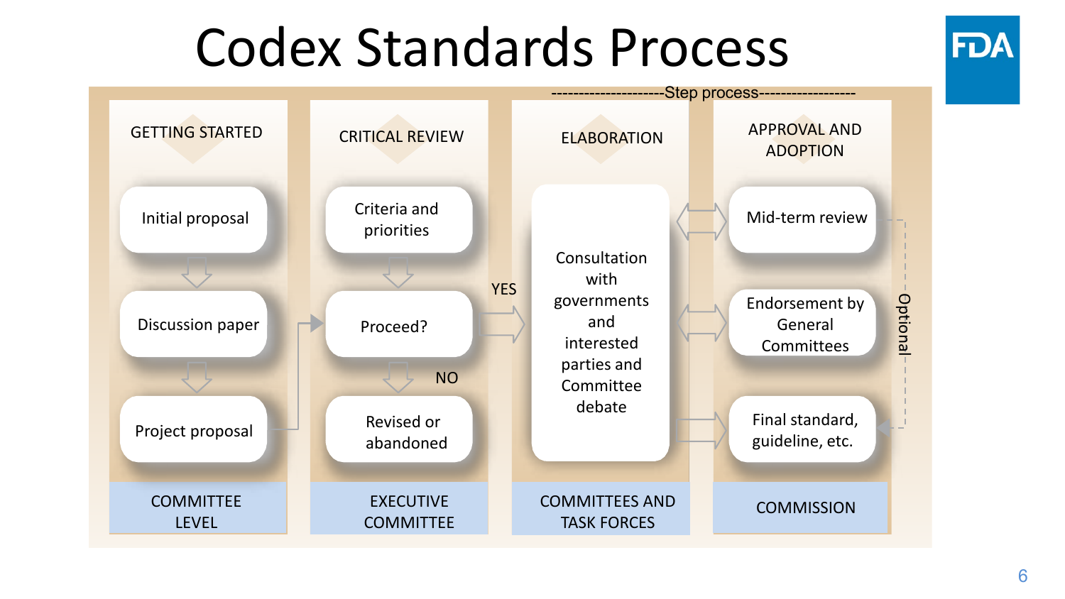# Codex Standards Process

---------------------Step process------------------

| GETTING STARTED | CRITICAL REVIEW | ELABORATION | APPROVAL AND ADOPTION |
| --- | --- | --- | --- |
| Initial proposal | Criteria and priorities | Consultation with governments and interested parties and Committee debate | Mid-term review |
| Discussion paper | Proceed? (YES → Elaboration; NO → Revised or abandoned) | | Endorsement by General Committees |
| Project proposal | Revised or abandoned | | Final standard, guideline, etc. |
| COMMITTEE LEVEL | EXECUTIVE COMMITTEE | COMMITTEES AND TASK FORCES | COMMISSION |

YES

NO

Optional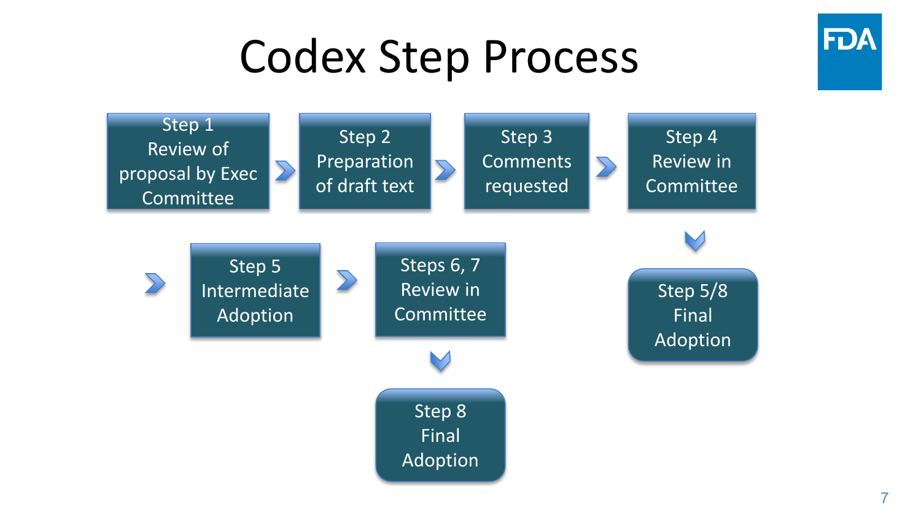# Codex Step Process

- Step 1 Review of proposal by Exec Committee
- Step 2 Preparation of draft text
- Step 3 Comments requested
- Step 4 Review in Committee
- Step 5/8 Final Adoption
- Step 5 Intermediate Adoption
- Steps 6, 7 Review in Committee
- Step 8 Final Adoption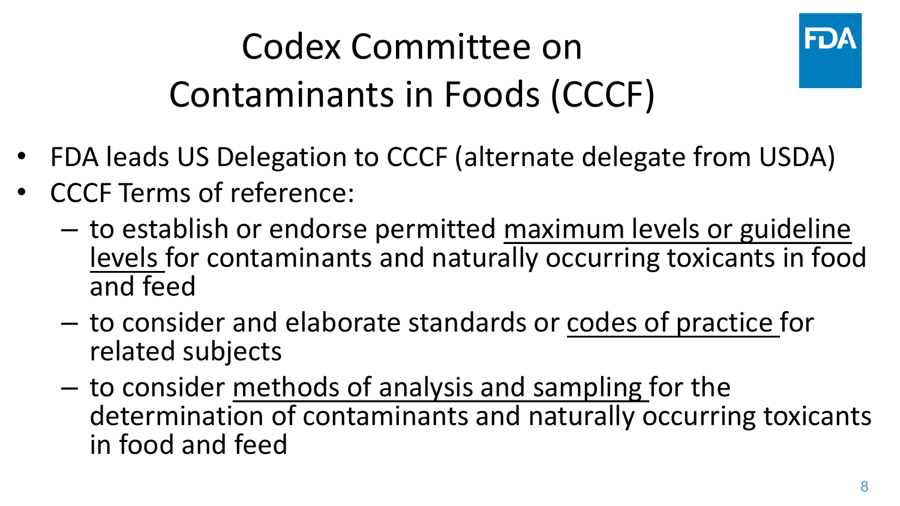# Codex Committee on Contaminants in Foods (CCCF)

- FDA leads US Delegation to CCCF (alternate delegate from USDA)
- CCCF Terms of reference:
  - to establish or endorse permitted <u>maximum levels or guideline levels</u> for contaminants and naturally occurring toxicants in food and feed
  - to consider and elaborate standards or <u>codes of practice</u> for related subjects
  - to consider <u>methods of analysis and sampling</u> for the determination of contaminants and naturally occurring toxicants in food and feed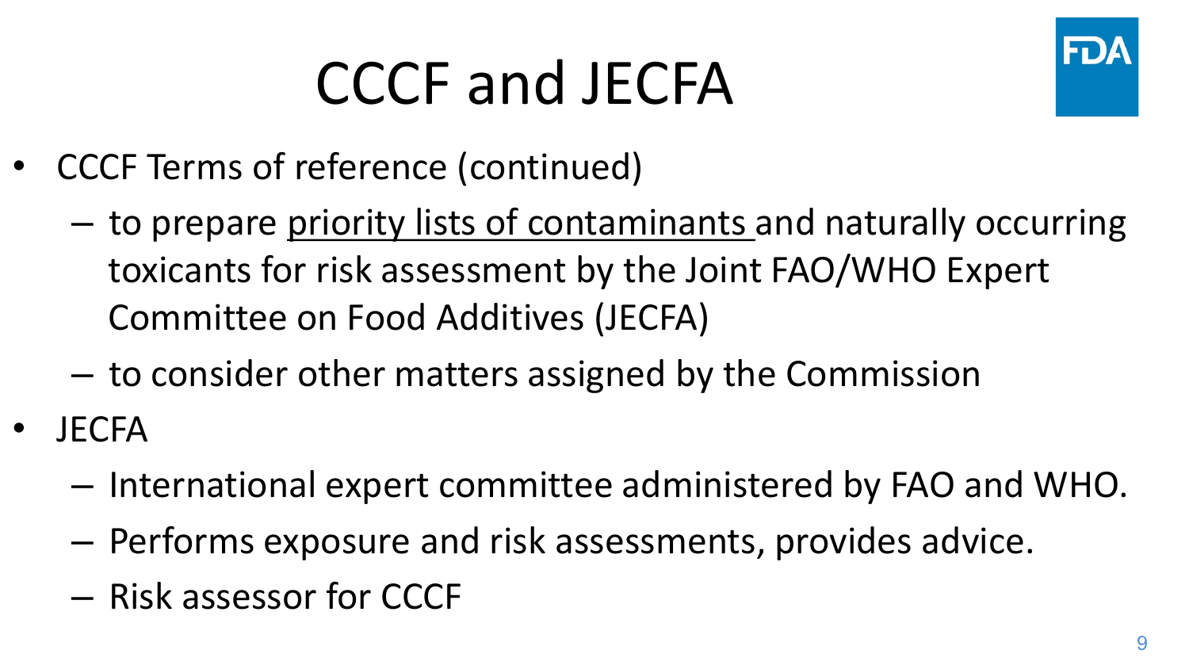# CCCF and JECFA

- CCCF Terms of reference (continued)
  - to prepare <u>priority lists of contaminants</u> and naturally occurring toxicants for risk assessment by the Joint FAO/WHO Expert Committee on Food Additives (JECFA)
  - to consider other matters assigned by the Commission
- JECFA
  - International expert committee administered by FAO and WHO.
  - Performs exposure and risk assessments, provides advice.
  - Risk assessor for CCCF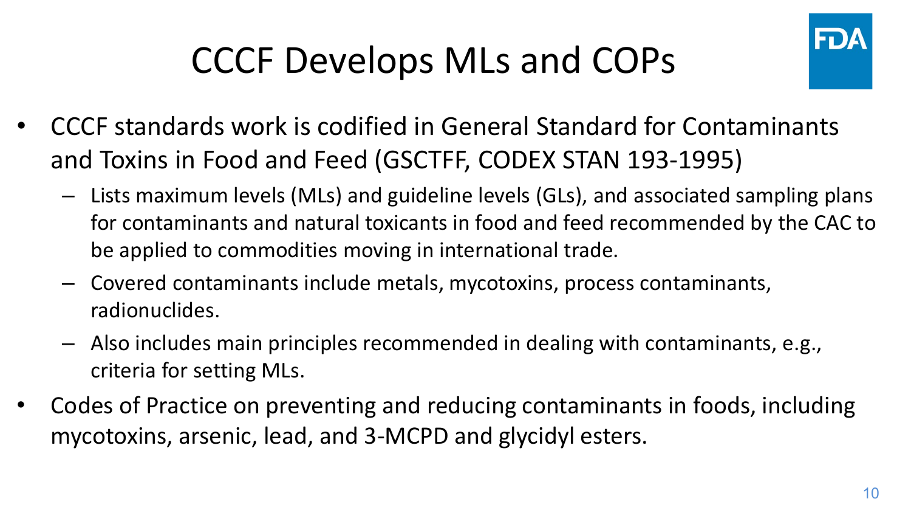# CCCF Develops MLs and COPs

- CCCF standards work is codified in General Standard for Contaminants and Toxins in Food and Feed (GSCTFF, CODEX STAN 193-1995)
  - Lists maximum levels (MLs) and guideline levels (GLs), and associated sampling plans for contaminants and natural toxicants in food and feed recommended by the CAC to be applied to commodities moving in international trade.
  - Covered contaminants include metals, mycotoxins, process contaminants, radionuclides.
  - Also includes main principles recommended in dealing with contaminants, e.g., criteria for setting MLs.
- Codes of Practice on preventing and reducing contaminants in foods, including mycotoxins, arsenic, lead, and 3-MCPD and glycidyl esters.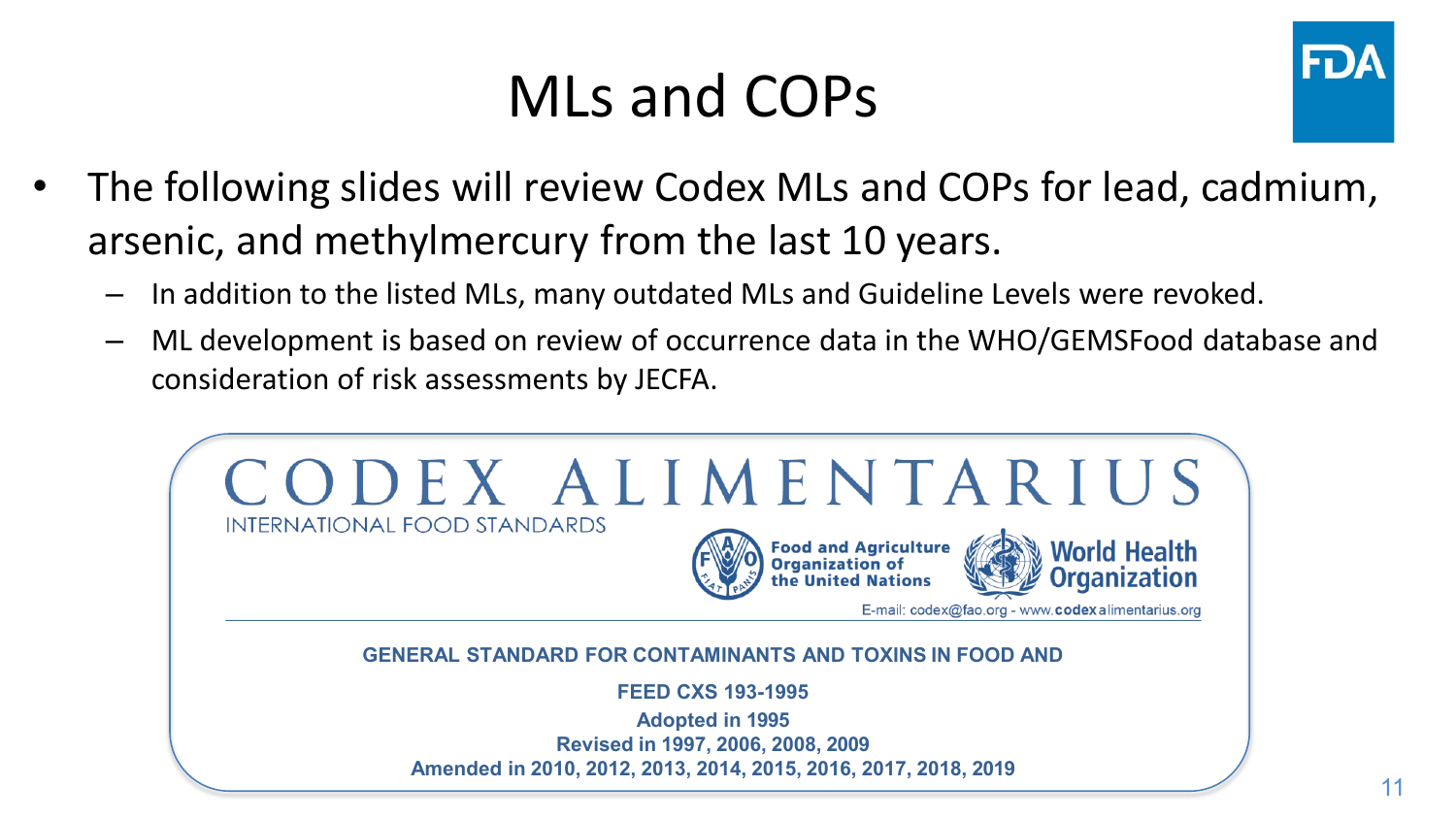# MLs and COPs

- The following slides will review Codex MLs and COPs for lead, cadmium, arsenic, and methylmercury from the last 10 years.
  - In addition to the listed MLs, many outdated MLs and Guideline Levels were revoked.
  - ML development is based on review of occurrence data in the WHO/GEMSFood database and consideration of risk assessments by JECFA.

CODEX ALIMENTARIUS

INTERNATIONAL FOOD STANDARDS

Food and Agriculture Organization of the United Nations

World Health Organization

E-mail: codex@fao.org - www.codexalimentarius.org

**GENERAL STANDARD FOR CONTAMINANTS AND TOXINS IN FOOD AND FEED CXS 193-1995**

**Adopted in 1995**

**Revised in 1997, 2006, 2008, 2009**

**Amended in 2010, 2012, 2013, 2014, 2015, 2016, 2017, 2018, 2019**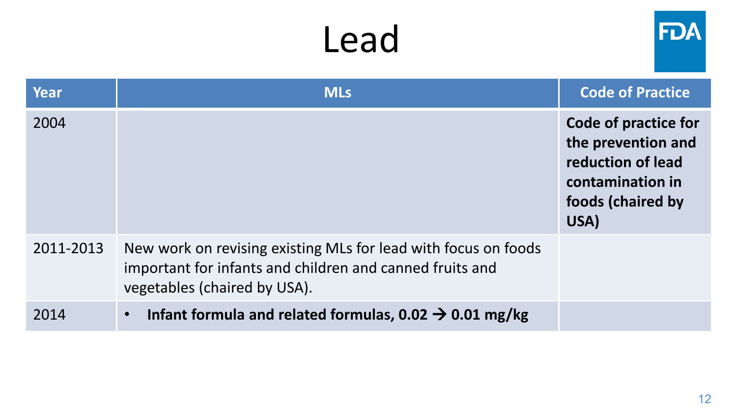# Lead

| Year | MLs | Code of Practice |
|---|---|---|
| 2004 | | **Code of practice for the prevention and reduction of lead contamination in foods (chaired by USA)** |
| 2011-2013 | New work on revising existing MLs for lead with focus on foods important for infants and children and canned fruits and vegetables (chaired by USA). | |
| 2014 | • **Infant formula and related formulas, 0.02 → 0.01 mg/kg** | |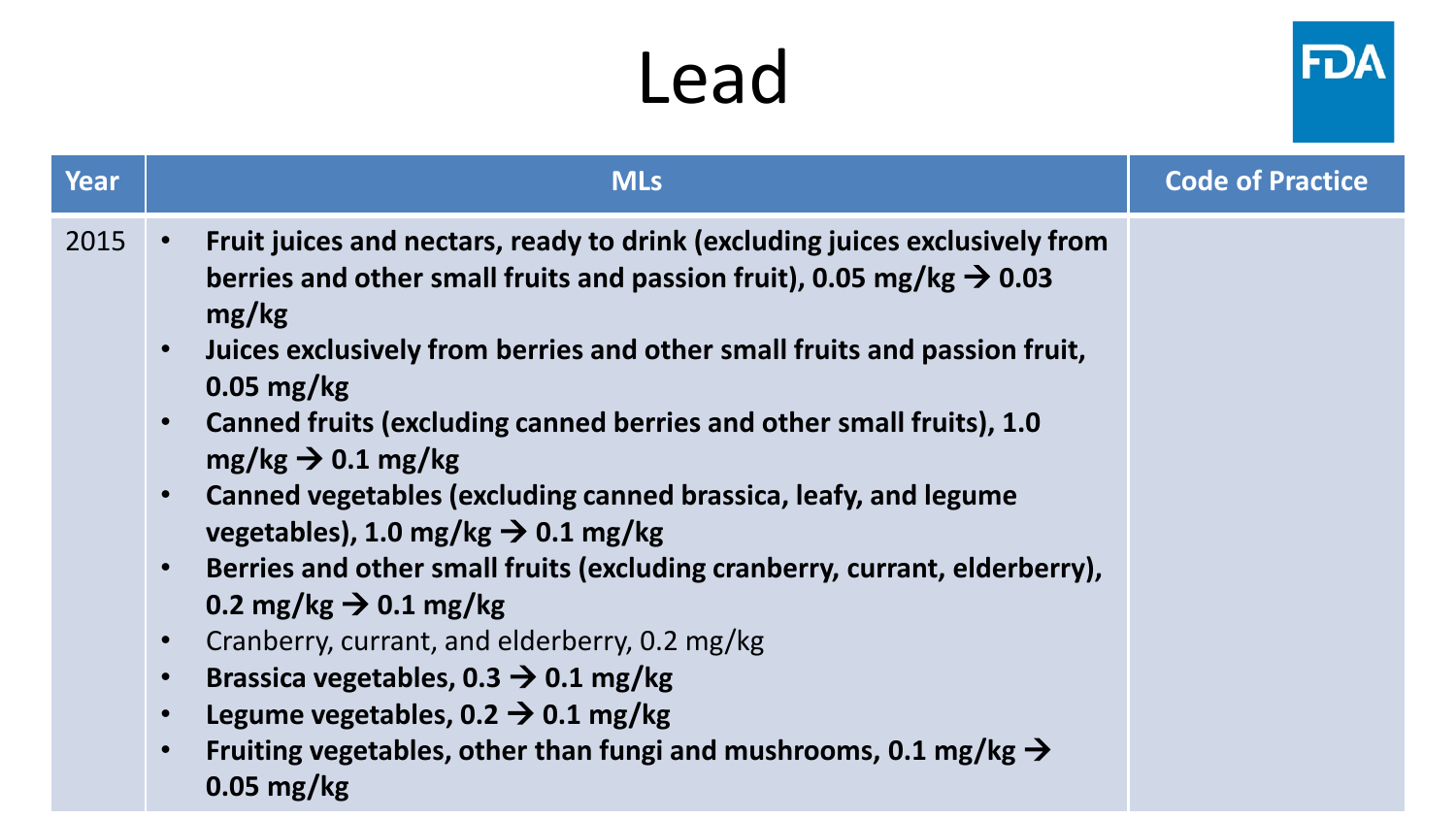# Lead

| Year | MLs | Code of Practice |
| --- | --- | --- |
| 2015 | • **Fruit juices and nectars, ready to drink (excluding juices exclusively from berries and other small fruits and passion fruit), 0.05 mg/kg → 0.03 mg/kg**<br>• **Juices exclusively from berries and other small fruits and passion fruit, 0.05 mg/kg**<br>• **Canned fruits (excluding canned berries and other small fruits), 1.0 mg/kg → 0.1 mg/kg**<br>• **Canned vegetables (excluding canned brassica, leafy, and legume vegetables), 1.0 mg/kg → 0.1 mg/kg**<br>• **Berries and other small fruits (excluding cranberry, currant, elderberry), 0.2 mg/kg → 0.1 mg/kg**<br>• Cranberry, currant, and elderberry, 0.2 mg/kg<br>• **Brassica vegetables, 0.3 → 0.1 mg/kg**<br>• **Legume vegetables, 0.2 → 0.1 mg/kg**<br>• **Fruiting vegetables, other than fungi and mushrooms, 0.1 mg/kg → 0.05 mg/kg** | |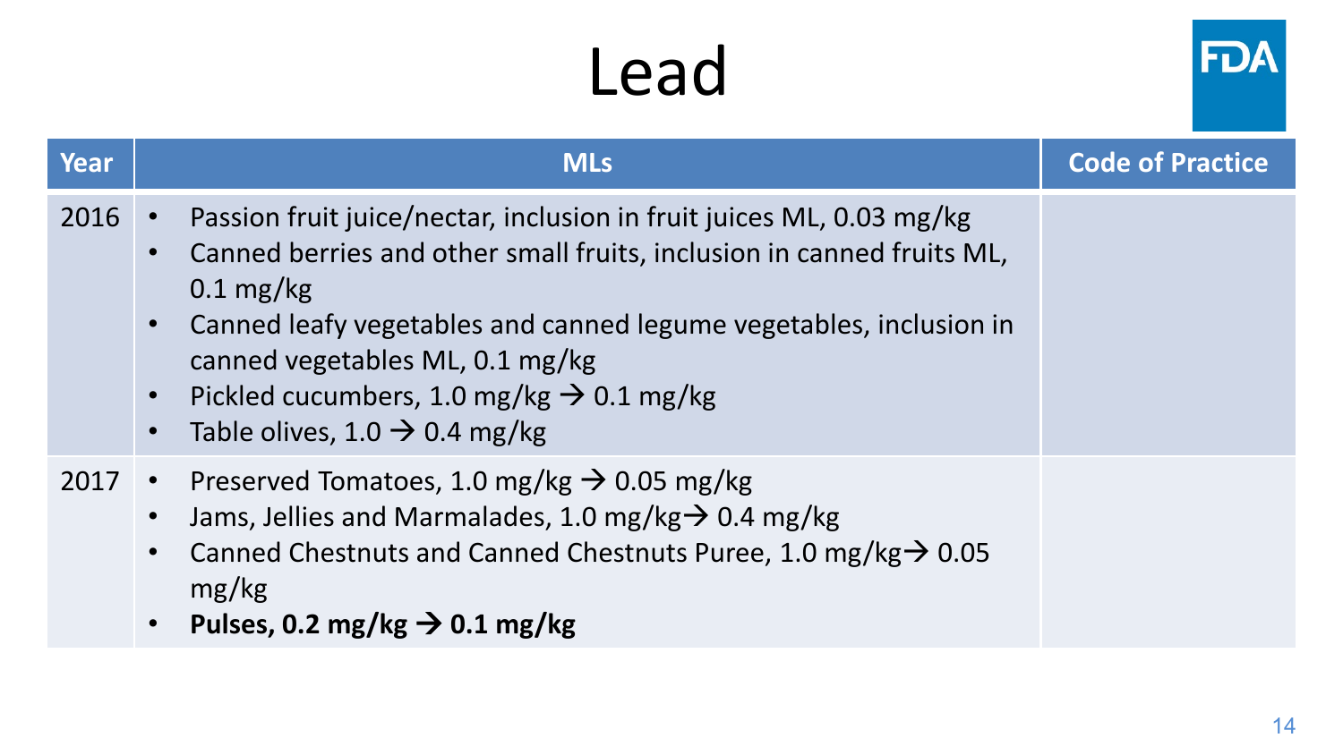# Lead

| Year | MLs | Code of Practice |
| --- | --- | --- |
| 2016 | • Passion fruit juice/nectar, inclusion in fruit juices ML, 0.03 mg/kg<br>• Canned berries and other small fruits, inclusion in canned fruits ML, 0.1 mg/kg<br>• Canned leafy vegetables and canned legume vegetables, inclusion in canned vegetables ML, 0.1 mg/kg<br>• Pickled cucumbers, 1.0 mg/kg → 0.1 mg/kg<br>• Table olives, 1.0 → 0.4 mg/kg | |
| 2017 | • Preserved Tomatoes, 1.0 mg/kg → 0.05 mg/kg<br>• Jams, Jellies and Marmalades, 1.0 mg/kg→ 0.4 mg/kg<br>• Canned Chestnuts and Canned Chestnuts Puree, 1.0 mg/kg→ 0.05 mg/kg<br>• **Pulses, 0.2 mg/kg → 0.1 mg/kg** | |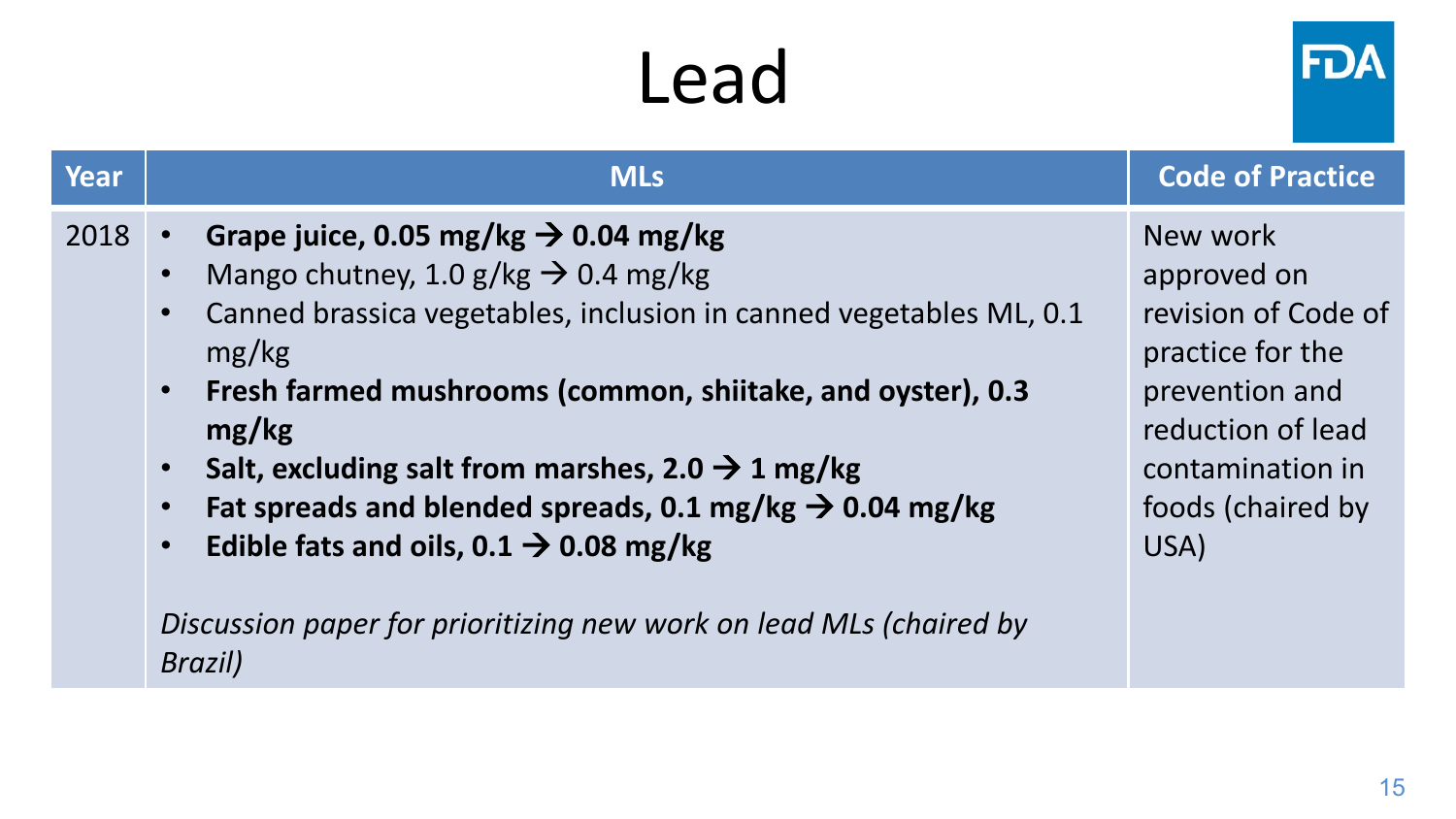# Lead

| Year | MLs | Code of Practice |
|---|---|---|
| 2018 | • **Grape juice, 0.05 mg/kg → 0.04 mg/kg**<br>• Mango chutney, 1.0 g/kg → 0.4 mg/kg<br>• Canned brassica vegetables, inclusion in canned vegetables ML, 0.1 mg/kg<br>• **Fresh farmed mushrooms (common, shiitake, and oyster), 0.3 mg/kg**<br>• **Salt, excluding salt from marshes, 2.0 → 1 mg/kg**<br>• **Fat spreads and blended spreads, 0.1 mg/kg → 0.04 mg/kg**<br>• **Edible fats and oils, 0.1 → 0.08 mg/kg**<br><br>*Discussion paper for prioritizing new work on lead MLs (chaired by Brazil)* | New work approved on revision of Code of practice for the prevention and reduction of lead contamination in foods (chaired by USA) |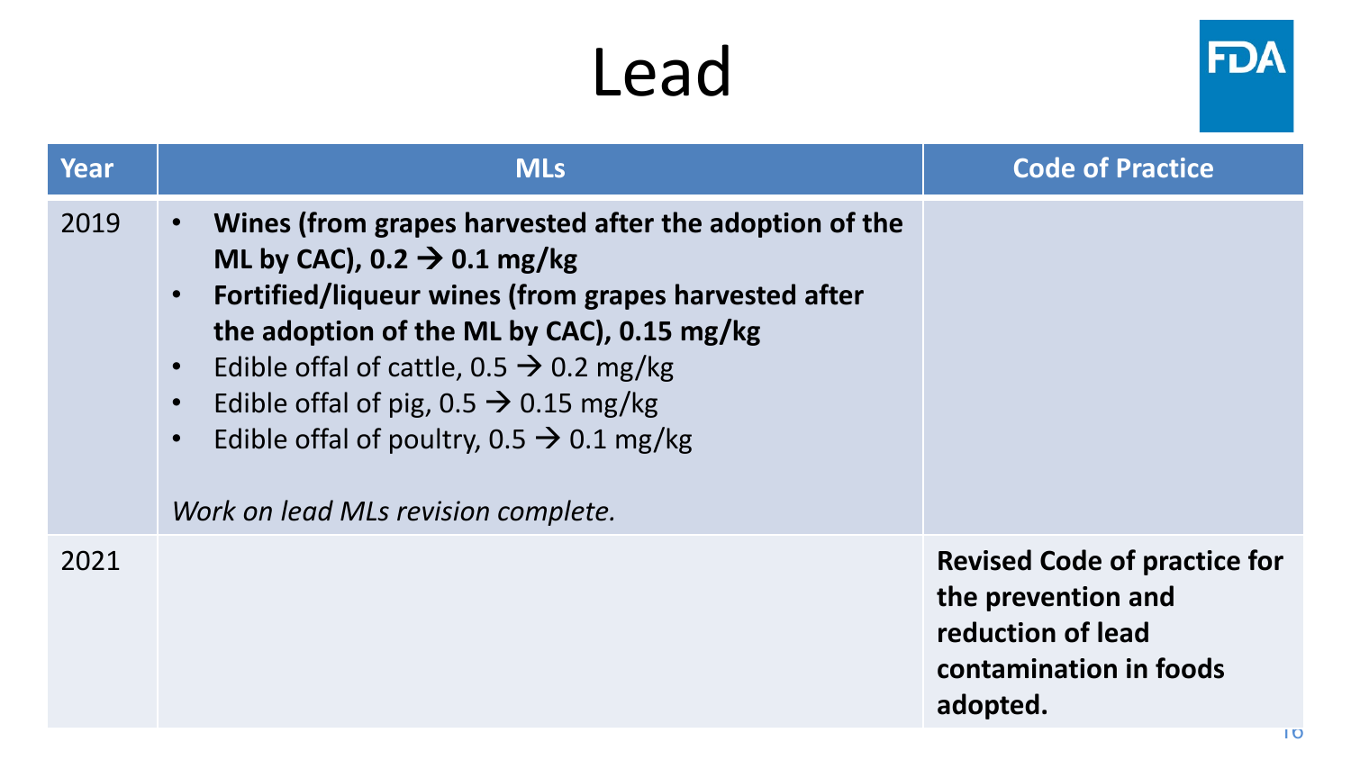# Lead

| Year | MLs | Code of Practice |
| --- | --- | --- |
| 2019 | • **Wines (from grapes harvested after the adoption of the ML by CAC), 0.2 → 0.1 mg/kg**<br>• **Fortified/liqueur wines (from grapes harvested after the adoption of the ML by CAC), 0.15 mg/kg**<br>• Edible offal of cattle, 0.5 → 0.2 mg/kg<br>• Edible offal of pig, 0.5 → 0.15 mg/kg<br>• Edible offal of poultry, 0.5 → 0.1 mg/kg<br><br>*Work on lead MLs revision complete.* | |
| 2021 | | **Revised Code of practice for the prevention and reduction of lead contamination in foods adopted.** |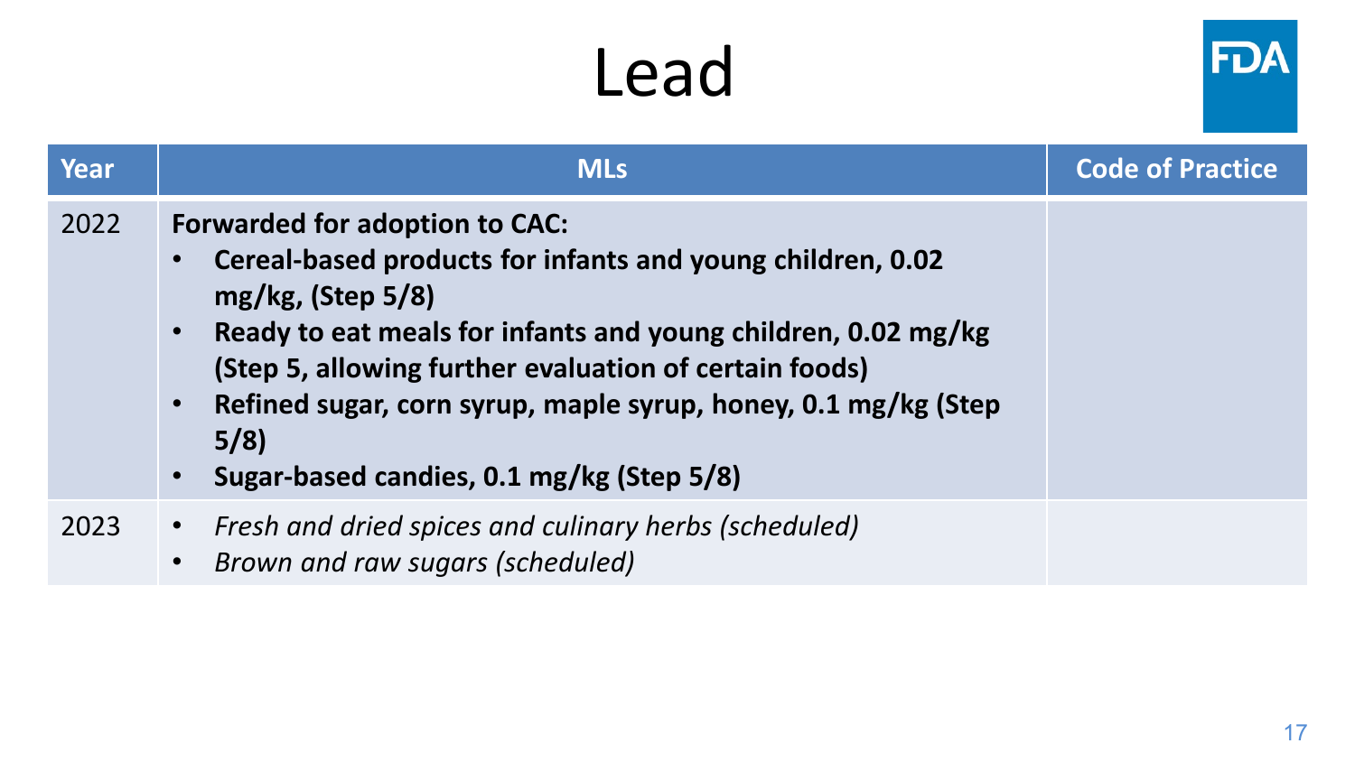# Lead

| Year | MLs | Code of Practice |
|---|---|---|
| 2022 | **Forwarded for adoption to CAC:**<br>• **Cereal-based products for infants and young children, 0.02 mg/kg, (Step 5/8)**<br>• **Ready to eat meals for infants and young children, 0.02 mg/kg (Step 5, allowing further evaluation of certain foods)**<br>• **Refined sugar, corn syrup, maple syrup, honey, 0.1 mg/kg (Step 5/8)**<br>• **Sugar-based candies, 0.1 mg/kg (Step 5/8)** | |
| 2023 | • *Fresh and dried spices and culinary herbs (scheduled)*<br>• *Brown and raw sugars (scheduled)* | |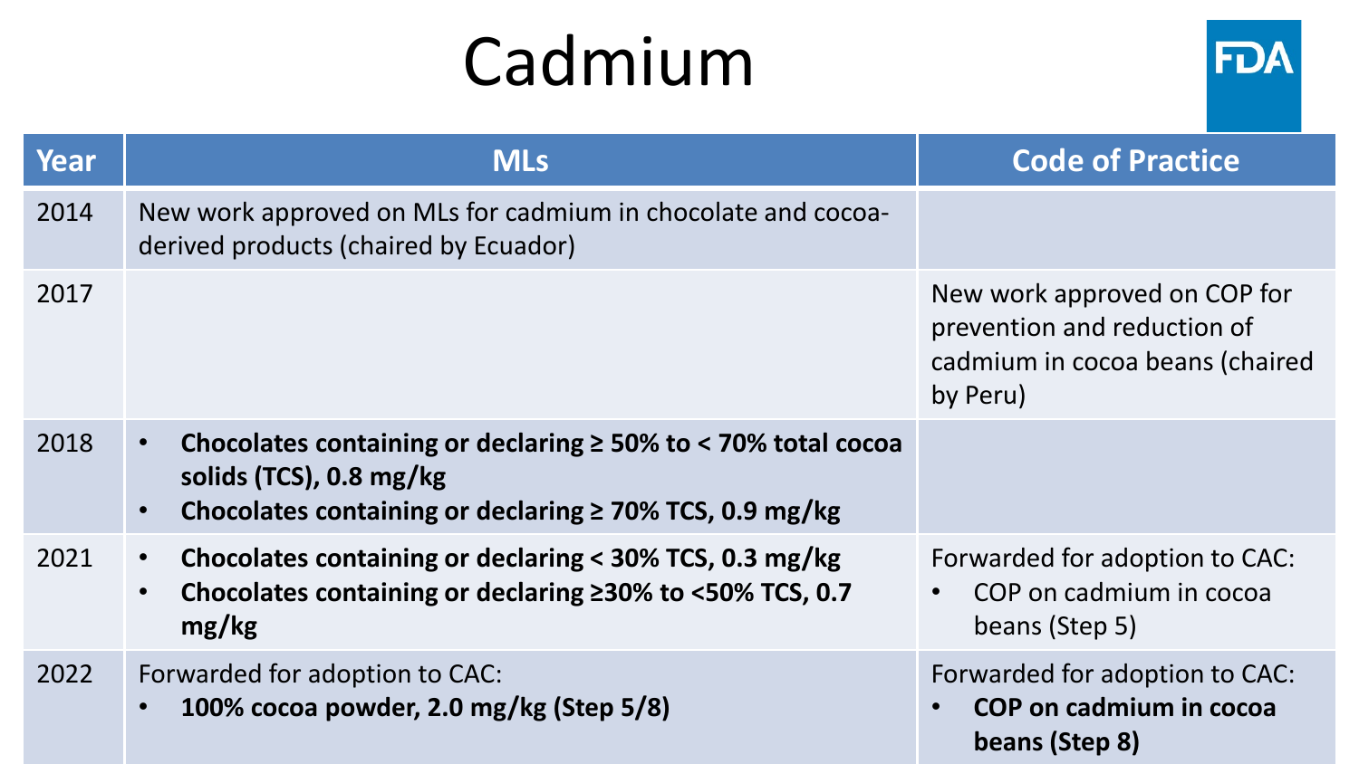# Cadmium

| Year | MLs | Code of Practice |
|---|---|---|
| 2014 | New work approved on MLs for cadmium in chocolate and cocoa-derived products (chaired by Ecuador) | |
| 2017 | | New work approved on COP for prevention and reduction of cadmium in cocoa beans (chaired by Peru) |
| 2018 | • **Chocolates containing or declaring ≥ 50% to < 70% total cocoa solids (TCS), 0.8 mg/kg**<br>• **Chocolates containing or declaring ≥ 70% TCS, 0.9 mg/kg** | |
| 2021 | • **Chocolates containing or declaring < 30% TCS, 0.3 mg/kg**<br>• **Chocolates containing or declaring ≥30% to <50% TCS, 0.7 mg/kg** | Forwarded for adoption to CAC:<br>• COP on cadmium in cocoa beans (Step 5) |
| 2022 | Forwarded for adoption to CAC:<br>• **100% cocoa powder, 2.0 mg/kg (Step 5/8)** | Forwarded for adoption to CAC:<br>• **COP on cadmium in cocoa beans (Step 8)** |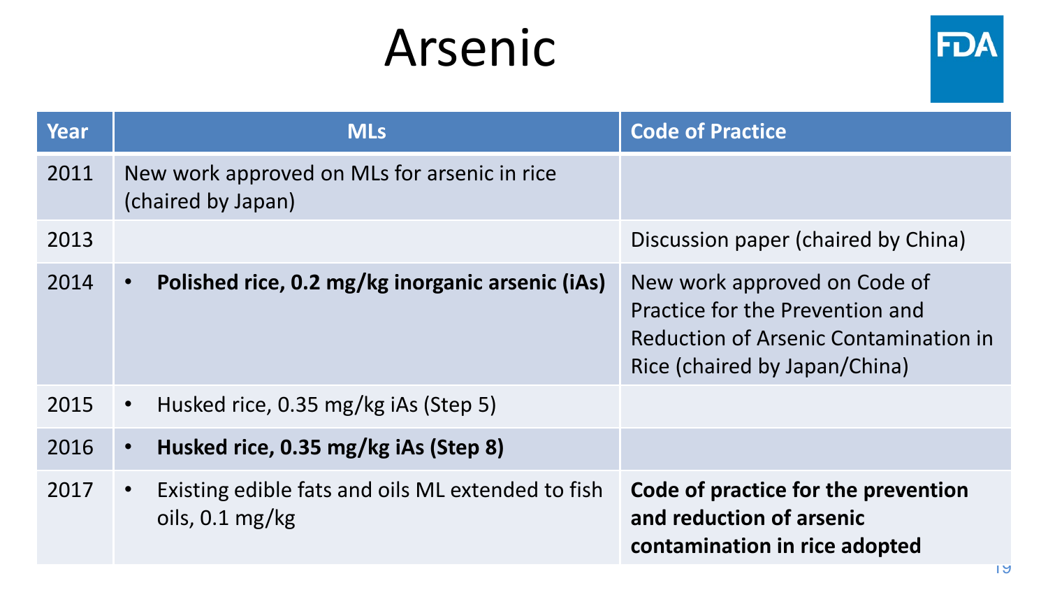# Arsenic

| Year | MLs | Code of Practice |
|---|---|---|
| 2011 | New work approved on MLs for arsenic in rice (chaired by Japan) | |
| 2013 | | Discussion paper (chaired by China) |
| 2014 | • **Polished rice, 0.2 mg/kg inorganic arsenic (iAs)** | New work approved on Code of Practice for the Prevention and Reduction of Arsenic Contamination in Rice (chaired by Japan/China) |
| 2015 | • Husked rice, 0.35 mg/kg iAs (Step 5) | |
| 2016 | • **Husked rice, 0.35 mg/kg iAs (Step 8)** | |
| 2017 | • Existing edible fats and oils ML extended to fish oils, 0.1 mg/kg | **Code of practice for the prevention and reduction of arsenic contamination in rice adopted** |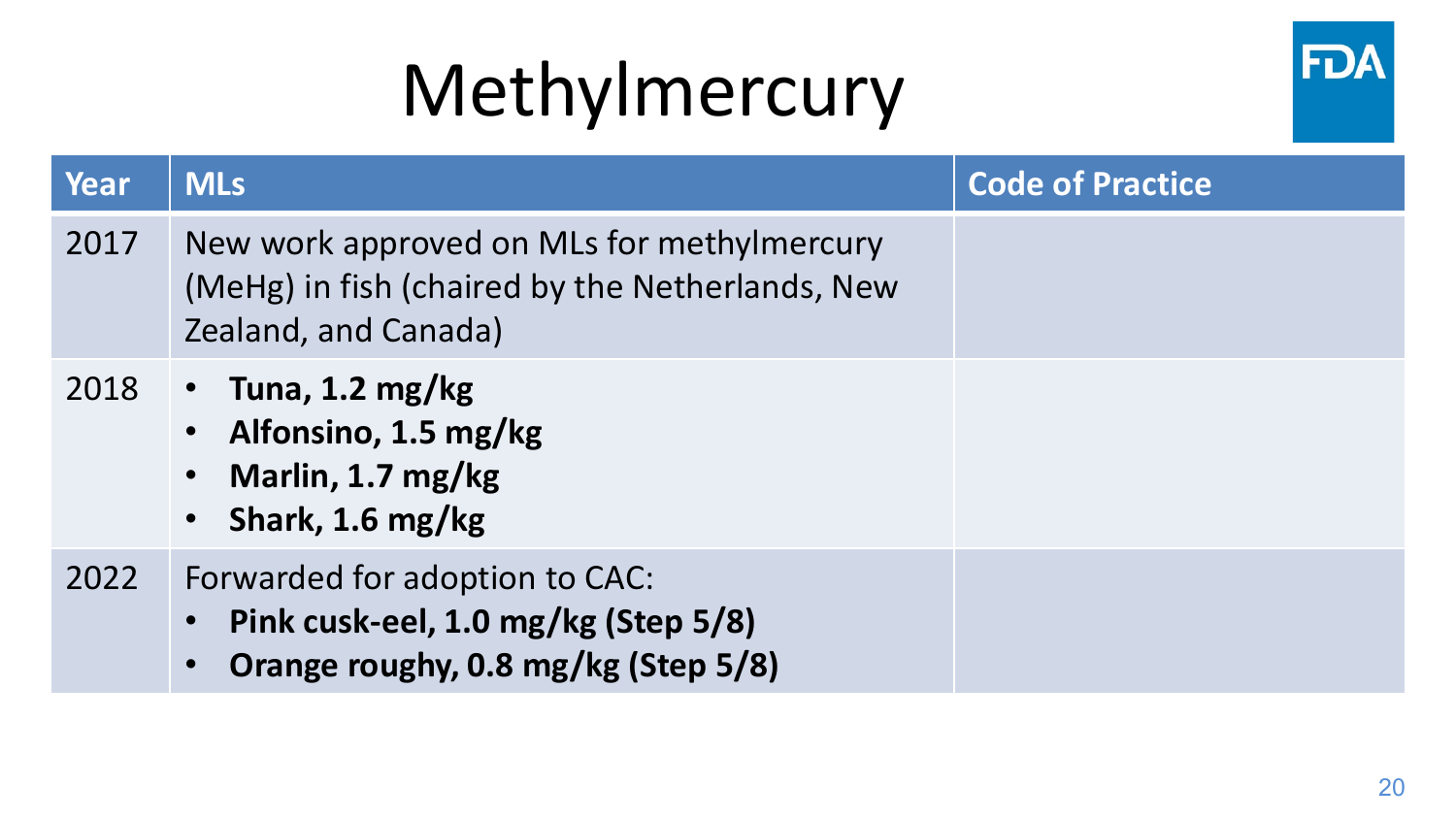# Methylmercury

| Year | MLs | Code of Practice |
| --- | --- | --- |
| 2017 | New work approved on MLs for methylmercury (MeHg) in fish (chaired by the Netherlands, New Zealand, and Canada) | |
| 2018 | • **Tuna, 1.2 mg/kg**<br>• **Alfonsino, 1.5 mg/kg**<br>• **Marlin, 1.7 mg/kg**<br>• **Shark, 1.6 mg/kg** | |
| 2022 | Forwarded for adoption to CAC:<br>• **Pink cusk-eel, 1.0 mg/kg (Step 5/8)**<br>• **Orange roughy, 0.8 mg/kg (Step 5/8)** | |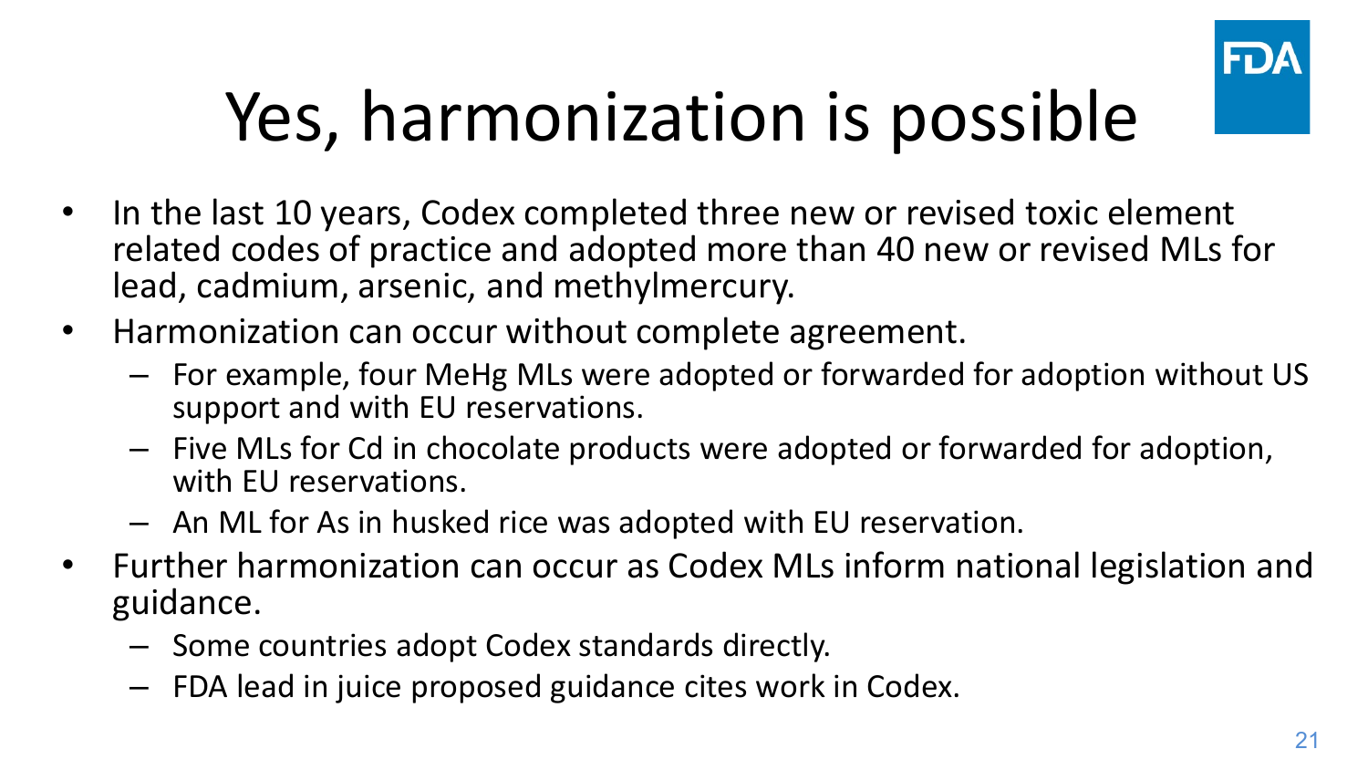# Yes, harmonization is possible

- In the last 10 years, Codex completed three new or revised toxic element related codes of practice and adopted more than 40 new or revised MLs for lead, cadmium, arsenic, and methylmercury.
- Harmonization can occur without complete agreement.
  - For example, four MeHg MLs were adopted or forwarded for adoption without US support and with EU reservations.
  - Five MLs for Cd in chocolate products were adopted or forwarded for adoption, with EU reservations.
  - An ML for As in husked rice was adopted with EU reservation.
- Further harmonization can occur as Codex MLs inform national legislation and guidance.
  - Some countries adopt Codex standards directly.
  - FDA lead in juice proposed guidance cites work in Codex.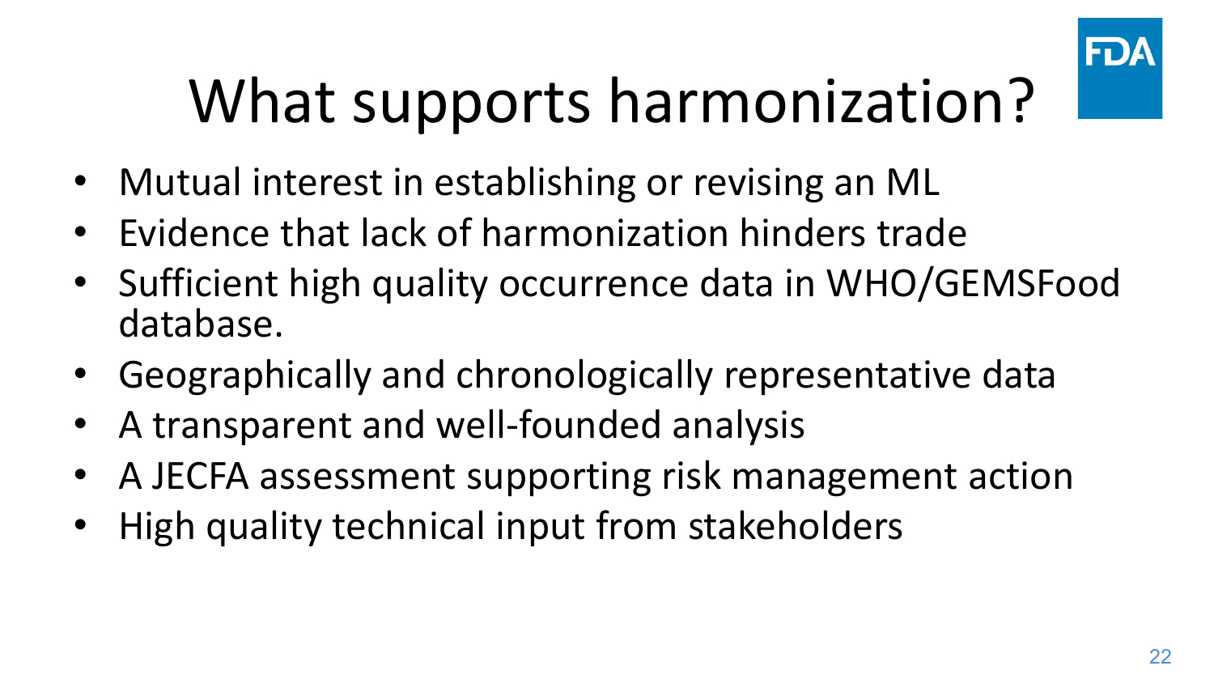# What supports harmonization?

- Mutual interest in establishing or revising an ML
- Evidence that lack of harmonization hinders trade
- Sufficient high quality occurrence data in WHO/GEMSFood database.
- Geographically and chronologically representative data
- A transparent and well-founded analysis
- A JECFA assessment supporting risk management action
- High quality technical input from stakeholders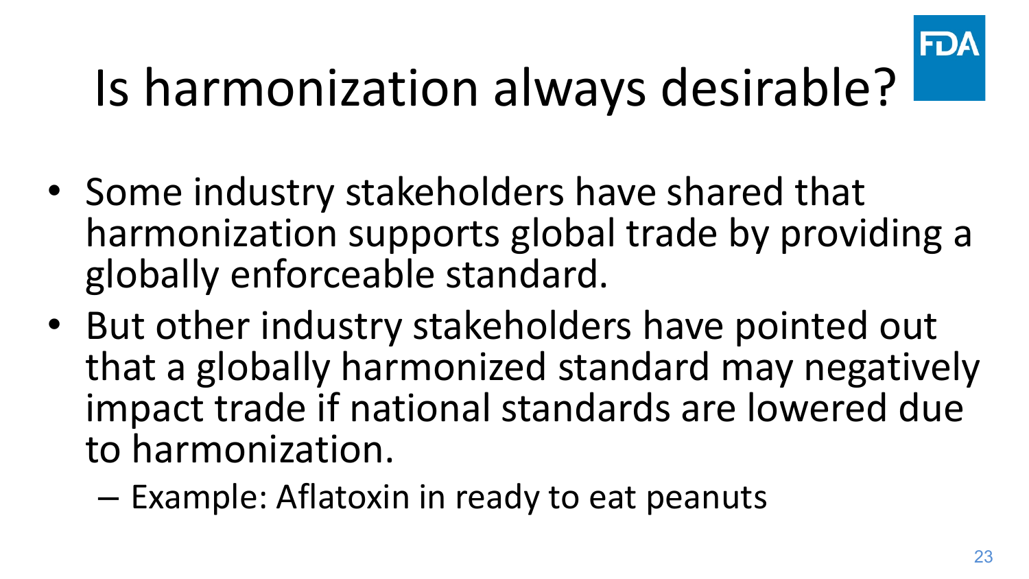# Is harmonization always desirable?

- Some industry stakeholders have shared that harmonization supports global trade by providing a globally enforceable standard.
- But other industry stakeholders have pointed out that a globally harmonized standard may negatively impact trade if national standards are lowered due to harmonization.
  - Example: Aflatoxin in ready to eat peanuts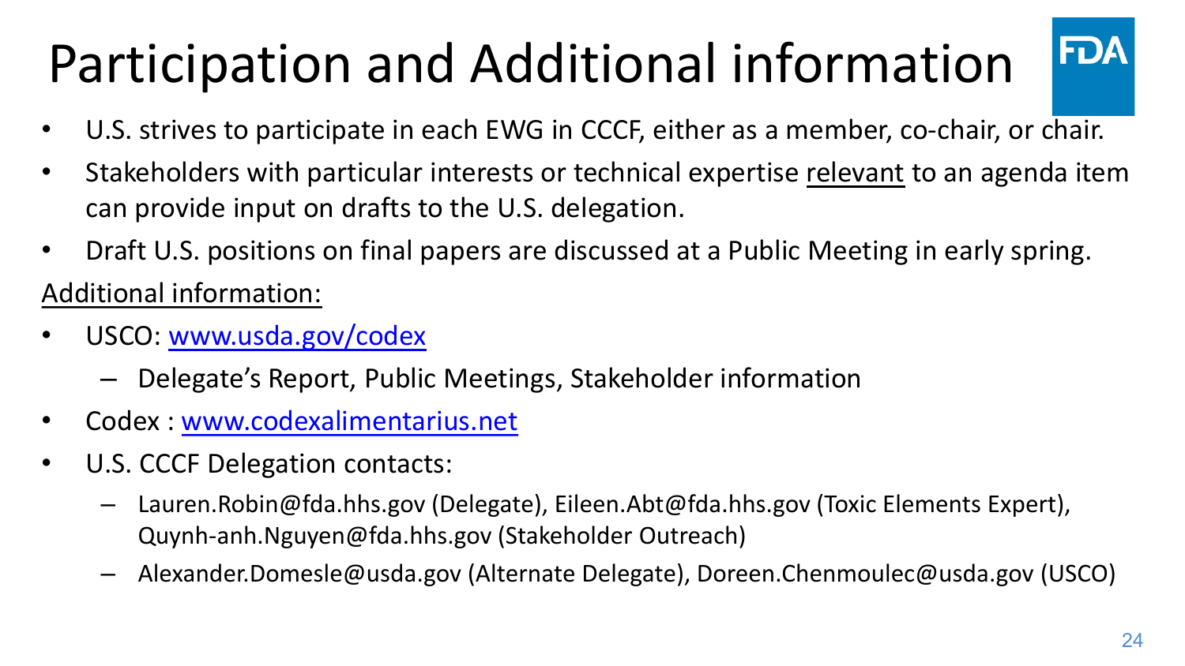# Participation and Additional information

- U.S. strives to participate in each EWG in CCCF, either as a member, co-chair, or chair.
- Stakeholders with particular interests or technical expertise relevant to an agenda item can provide input on drafts to the U.S. delegation.
- Draft U.S. positions on final papers are discussed at a Public Meeting in early spring.

Additional information:

- USCO: [www.usda.gov/codex](http://www.usda.gov/codex)
  - Delegate's Report, Public Meetings, Stakeholder information
- Codex : [www.codexalimentarius.net](http://www.codexalimentarius.net)
- U.S. CCCF Delegation contacts:
  - Lauren.Robin@fda.hhs.gov (Delegate), Eileen.Abt@fda.hhs.gov (Toxic Elements Expert), Quynh-anh.Nguyen@fda.hhs.gov (Stakeholder Outreach)
  - Alexander.Domesle@usda.gov (Alternate Delegate), Doreen.Chenmoulec@usda.gov (USCO)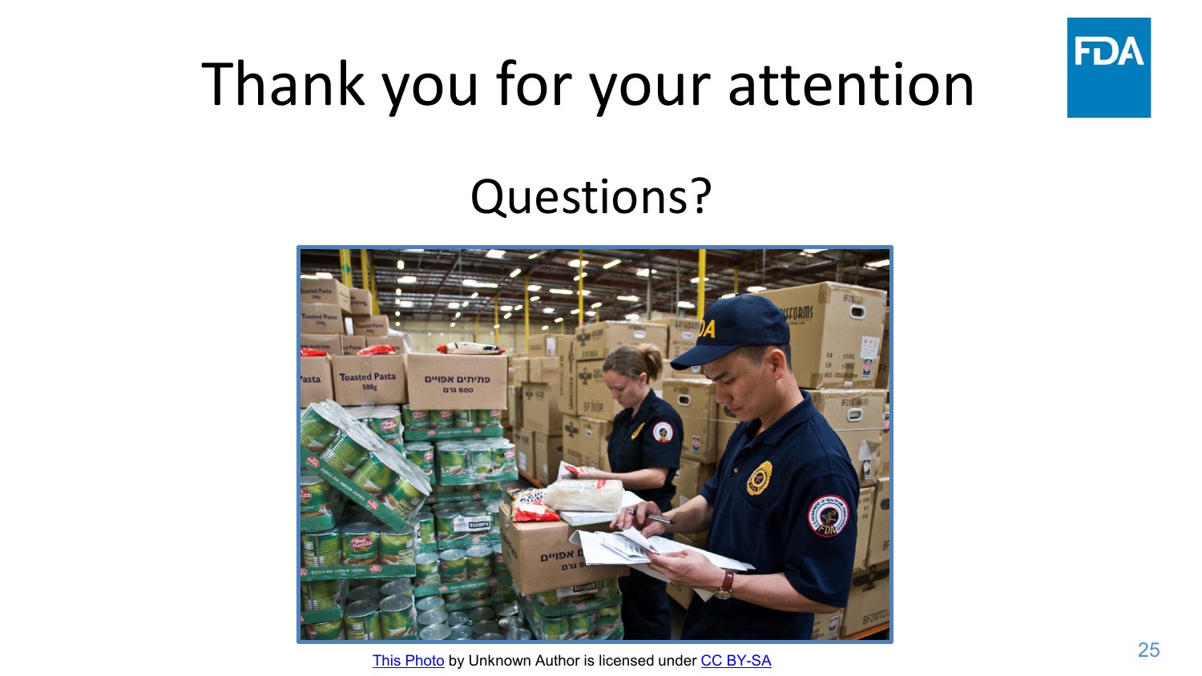# Thank you for your attention

## Questions?

This Photo by Unknown Author is licensed under CC BY-SA